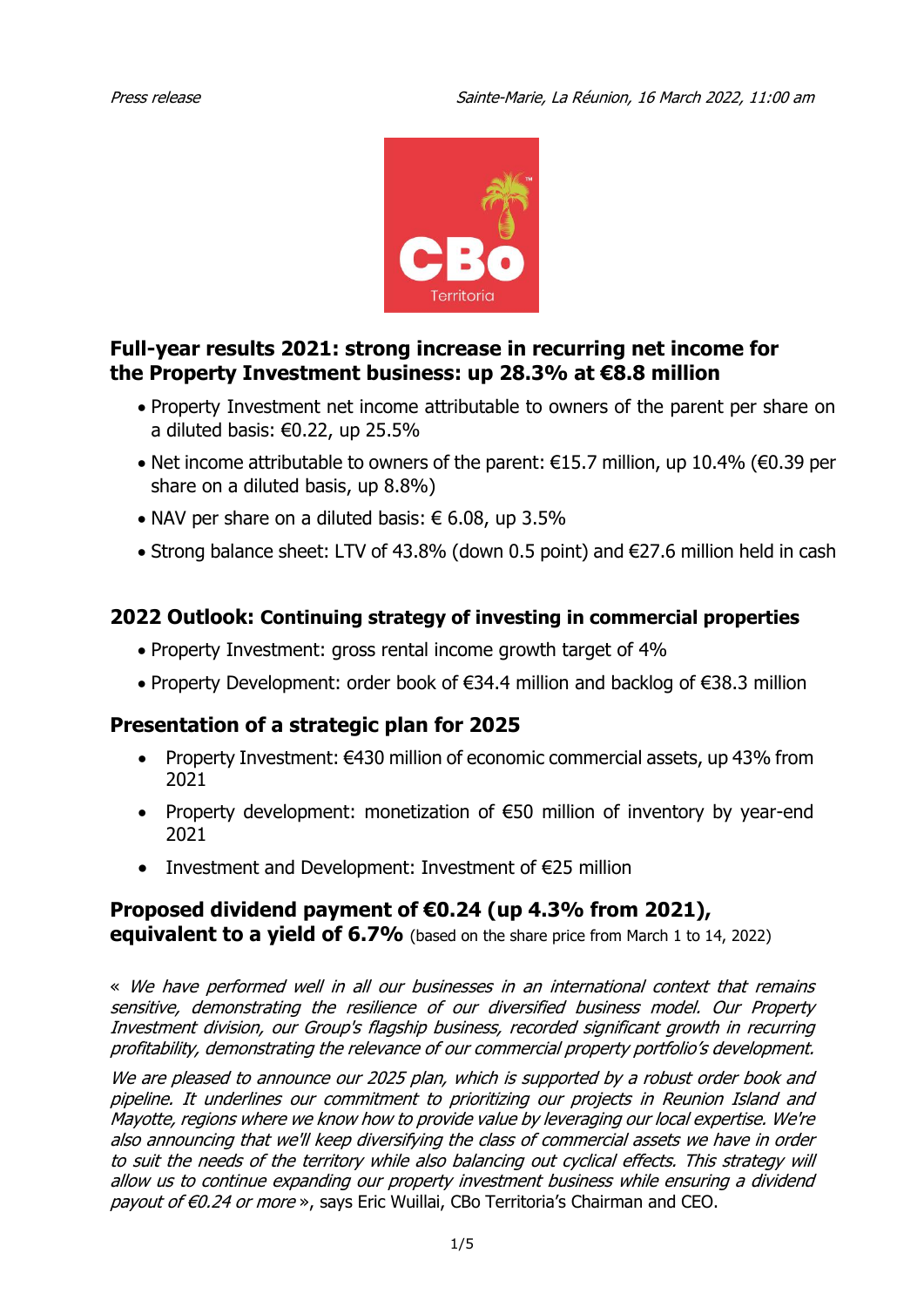*Press release* *Sainte-Marie, La Réunion, 16 March 2022, 11:00 am*

## Full-year results 2021: strong increase in recurring net income for the Property Investment business: up 28.3% at €8.8 million

- Property Investment net income attributable to owners of the parent per share on a diluted basis: €0.22, up 25.5%
- Net income attributable to owners of the parent: €15.7 million, up 10.4% (€0.39 per share on a diluted basis, up 8.8%)
- NAV per share on a diluted basis: € 6.08, up 3.5%
- Strong balance sheet: LTV of 43.8% (down 0.5 point) and €27.6 million held in cash

## 2022 Outlook: Continuing strategy of investing in commercial properties

- Property Investment: gross rental income growth target of 4%
- Property Development: order book of €34.4 million and backlog of €38.3 million

## Presentation of a strategic plan for 2025

- Property Investment: €430 million of economic commercial assets, up 43% from 2021
- Property development: monetization of €50 million of inventory by year-end 2021
- Investment and Development: Investment of €25 million

## Proposed dividend payment of €0.24 (up 4.3% from 2021), equivalent to a yield of 6.7% (based on the share price from March 1 to 14, 2022)

« *We have performed well in all our businesses in an international context that remains sensitive, demonstrating the resilience of our diversified business model. Our Property Investment division, our Group's flagship business, recorded significant growth in recurring profitability, demonstrating the relevance of our commercial property portfolio's development.*

*We are pleased to announce our 2025 plan, which is supported by a robust order book and pipeline. It underlines our commitment to prioritizing our projects in Reunion Island and Mayotte, regions where we know how to provide value by leveraging our local expertise. We're also announcing that we'll keep diversifying the class of commercial assets we have in order to suit the needs of the territory while also balancing out cyclical effects. This strategy will allow us to continue expanding our property investment business while ensuring a dividend payout of €0.24 or more* », says Eric Wuillai, CBo Territoria's Chairman and CEO.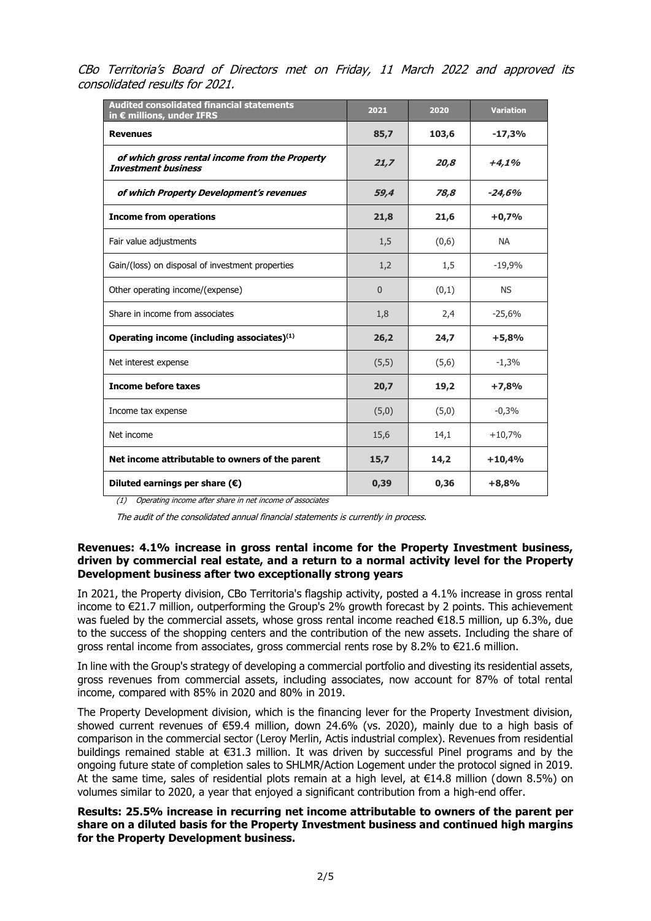*CBo Territoria's Board of Directors met on Friday, 11 March 2022 and approved its consolidated results for 2021.*

| Audited consolidated financial statements in € millions, under IFRS | 2021 | 2020 | Variation |
|---|---|---|---|
| **Revenues** | **85,7** | **103,6** | **-17,3%** |
| ***of which gross rental income from the Property Investment business*** | ***21,7*** | ***20,8*** | ***+4,1%*** |
| ***of which Property Development's revenues*** | ***59,4*** | ***78,8*** | ***-24,6%*** |
| **Income from operations** | **21,8** | **21,6** | **+0,7%** |
| Fair value adjustments | 1,5 | (0,6) | NA |
| Gain/(loss) on disposal of investment properties | 1,2 | 1,5 | -19,9% |
| Other operating income/(expense) | 0 | (0,1) | NS |
| Share in income from associates | 1,8 | 2,4 | -25,6% |
| **Operating income (including associates)[1]** | **26,2** | **24,7** | **+5,8%** |
| Net interest expense | (5,5) | (5,6) | -1,3% |
| **Income before taxes** | **20,7** | **19,2** | **+7,8%** |
| Income tax expense | (5,0) | (5,0) | -0,3% |
| Net income | 15,6 | 14,1 | +10,7% |
| **Net income attributable to owners of the parent** | **15,7** | **14,2** | **+10,4%** |
| **Diluted earnings per share (€)** | **0,39** | **0,36** | **+8,8%** |

*(1) Operating income after share in net income of associates*

*The audit of the consolidated annual financial statements is currently in process.*

**Revenues: 4.1% increase in gross rental income for the Property Investment business, driven by commercial real estate, and a return to a normal activity level for the Property Development business after two exceptionally strong years**

In 2021, the Property division, CBo Territoria's flagship activity, posted a 4.1% increase in gross rental income to €21.7 million, outperforming the Group's 2% growth forecast by 2 points. This achievement was fueled by the commercial assets, whose gross rental income reached €18.5 million, up 6.3%, due to the success of the shopping centers and the contribution of the new assets. Including the share of gross rental income from associates, gross commercial rents rose by 8.2% to €21.6 million.

In line with the Group's strategy of developing a commercial portfolio and divesting its residential assets, gross revenues from commercial assets, including associates, now account for 87% of total rental income, compared with 85% in 2020 and 80% in 2019.

The Property Development division, which is the financing lever for the Property Investment division, showed current revenues of €59.4 million, down 24.6% (vs. 2020), mainly due to a high basis of comparison in the commercial sector (Leroy Merlin, Actis industrial complex). Revenues from residential buildings remained stable at €31.3 million. It was driven by successful Pinel programs and by the ongoing future state of completion sales to SHLMR/Action Logement under the protocol signed in 2019. At the same time, sales of residential plots remain at a high level, at €14.8 million (down 8.5%) on volumes similar to 2020, a year that enjoyed a significant contribution from a high-end offer.

**Results: 25.5% increase in recurring net income attributable to owners of the parent per share on a diluted basis for the Property Investment business and continued high margins for the Property Development business.**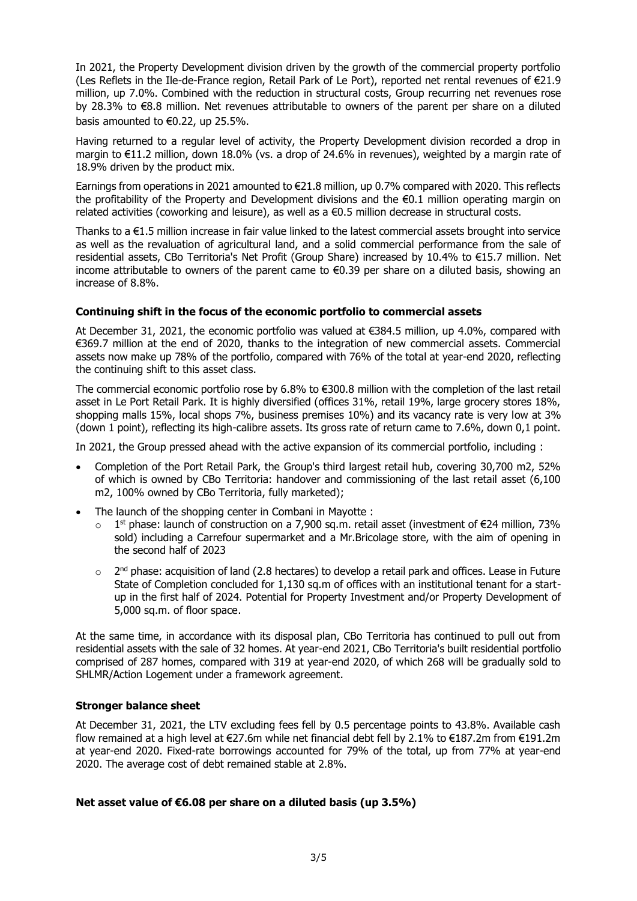In 2021, the Property Development division driven by the growth of the commercial property portfolio (Les Reflets in the Ile-de-France region, Retail Park of Le Port), reported net rental revenues of €21.9 million, up 7.0%. Combined with the reduction in structural costs, Group recurring net revenues rose by 28.3% to €8.8 million. Net revenues attributable to owners of the parent per share on a diluted basis amounted to €0.22, up 25.5%.

Having returned to a regular level of activity, the Property Development division recorded a drop in margin to €11.2 million, down 18.0% (vs. a drop of 24.6% in revenues), weighted by a margin rate of 18.9% driven by the product mix.

Earnings from operations in 2021 amounted to €21.8 million, up 0.7% compared with 2020. This reflects the profitability of the Property and Development divisions and the €0.1 million operating margin on related activities (coworking and leisure), as well as a €0.5 million decrease in structural costs.

Thanks to a €1.5 million increase in fair value linked to the latest commercial assets brought into service as well as the revaluation of agricultural land, and a solid commercial performance from the sale of residential assets, CBo Territoria's Net Profit (Group Share) increased by 10.4% to €15.7 million. Net income attributable to owners of the parent came to €0.39 per share on a diluted basis, showing an increase of 8.8%.

**Continuing shift in the focus of the economic portfolio to commercial assets**

At December 31, 2021, the economic portfolio was valued at €384.5 million, up 4.0%, compared with €369.7 million at the end of 2020, thanks to the integration of new commercial assets. Commercial assets now make up 78% of the portfolio, compared with 76% of the total at year-end 2020, reflecting the continuing shift to this asset class.

The commercial economic portfolio rose by 6.8% to €300.8 million with the completion of the last retail asset in Le Port Retail Park. It is highly diversified (offices 31%, retail 19%, large grocery stores 18%, shopping malls 15%, local shops 7%, business premises 10%) and its vacancy rate is very low at 3% (down 1 point), reflecting its high-calibre assets. Its gross rate of return came to 7.6%, down 0,1 point.

In 2021, the Group pressed ahead with the active expansion of its commercial portfolio, including :

- Completion of the Port Retail Park, the Group's third largest retail hub, covering 30,700 m2, 52% of which is owned by CBo Territoria: handover and commissioning of the last retail asset (6,100 m2, 100% owned by CBo Territoria, fully marketed);
- The launch of the shopping center in Combani in Mayotte :
  - 1st phase: launch of construction on a 7,900 sq.m. retail asset (investment of €24 million, 73% sold) including a Carrefour supermarket and a Mr.Bricolage store, with the aim of opening in the second half of 2023
  - 2nd phase: acquisition of land (2.8 hectares) to develop a retail park and offices. Lease in Future State of Completion concluded for 1,130 sq.m of offices with an institutional tenant for a start-up in the first half of 2024. Potential for Property Investment and/or Property Development of 5,000 sq.m. of floor space.

At the same time, in accordance with its disposal plan, CBo Territoria has continued to pull out from residential assets with the sale of 32 homes. At year-end 2021, CBo Territoria's built residential portfolio comprised of 287 homes, compared with 319 at year-end 2020, of which 268 will be gradually sold to SHLMR/Action Logement under a framework agreement.

**Stronger balance sheet**

At December 31, 2021, the LTV excluding fees fell by 0.5 percentage points to 43.8%. Available cash flow remained at a high level at €27.6m while net financial debt fell by 2.1% to €187.2m from €191.2m at year-end 2020. Fixed-rate borrowings accounted for 79% of the total, up from 77% at year-end 2020. The average cost of debt remained stable at 2.8%.

**Net asset value of €6.08 per share on a diluted basis (up 3.5%)**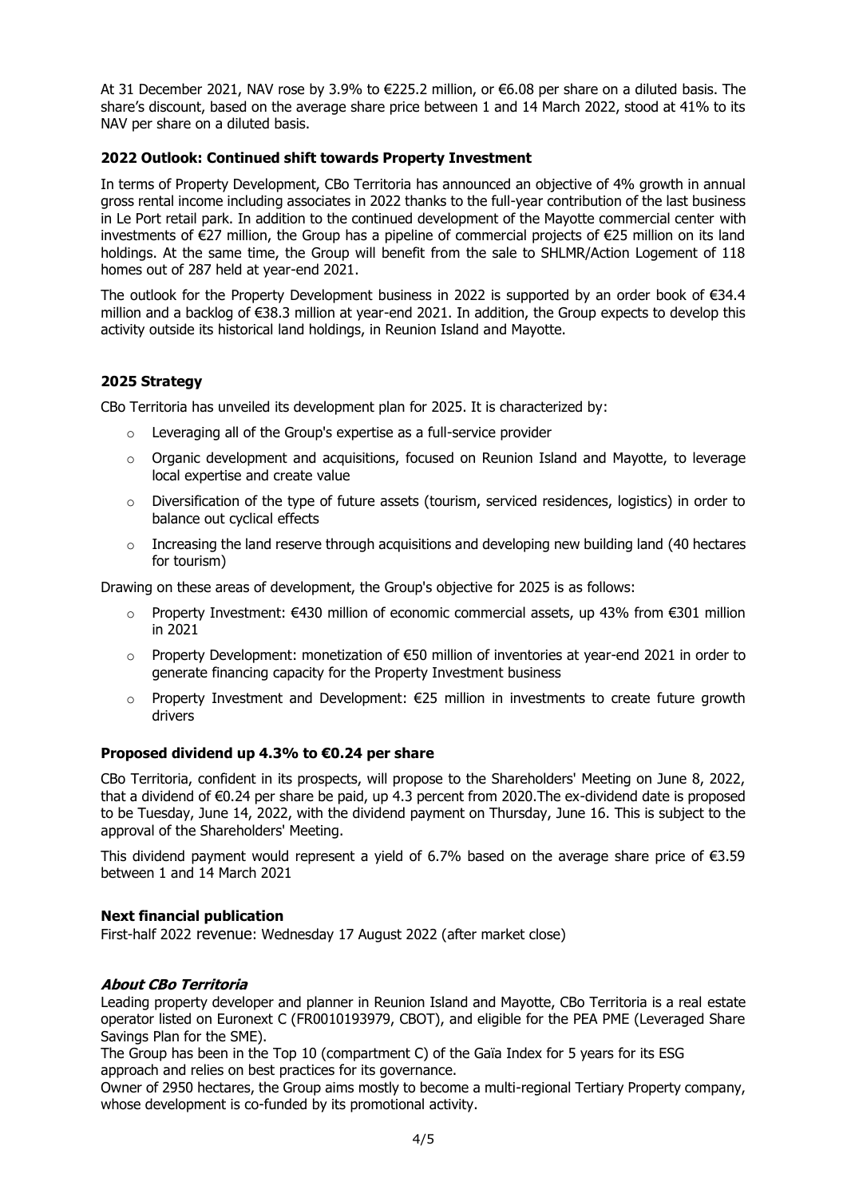At 31 December 2021, NAV rose by 3.9% to €225.2 million, or €6.08 per share on a diluted basis. The share's discount, based on the average share price between 1 and 14 March 2022, stood at 41% to its NAV per share on a diluted basis.

### 2022 Outlook: Continued shift towards Property Investment

In terms of Property Development, CBo Territoria has announced an objective of 4% growth in annual gross rental income including associates in 2022 thanks to the full-year contribution of the last business in Le Port retail park. In addition to the continued development of the Mayotte commercial center with investments of €27 million, the Group has a pipeline of commercial projects of €25 million on its land holdings. At the same time, the Group will benefit from the sale to SHLMR/Action Logement of 118 homes out of 287 held at year-end 2021.

The outlook for the Property Development business in 2022 is supported by an order book of €34.4 million and a backlog of €38.3 million at year-end 2021. In addition, the Group expects to develop this activity outside its historical land holdings, in Reunion Island and Mayotte.

### 2025 Strategy

CBo Territoria has unveiled its development plan for 2025. It is characterized by:

- Leveraging all of the Group's expertise as a full-service provider
- Organic development and acquisitions, focused on Reunion Island and Mayotte, to leverage local expertise and create value
- Diversification of the type of future assets (tourism, serviced residences, logistics) in order to balance out cyclical effects
- Increasing the land reserve through acquisitions and developing new building land (40 hectares for tourism)

Drawing on these areas of development, the Group's objective for 2025 is as follows:

- Property Investment: €430 million of economic commercial assets, up 43% from €301 million in 2021
- Property Development: monetization of €50 million of inventories at year-end 2021 in order to generate financing capacity for the Property Investment business
- Property Investment and Development: €25 million in investments to create future growth drivers

### Proposed dividend up 4.3% to €0.24 per share

CBo Territoria, confident in its prospects, will propose to the Shareholders' Meeting on June 8, 2022, that a dividend of €0.24 per share be paid, up 4.3 percent from 2020.The ex-dividend date is proposed to be Tuesday, June 14, 2022, with the dividend payment on Thursday, June 16. This is subject to the approval of the Shareholders' Meeting.

This dividend payment would represent a yield of 6.7% based on the average share price of €3.59 between 1 and 14 March 2021

### Next financial publication

First-half 2022 revenue: Wednesday 17 August 2022 (after market close)

### *About CBo Territoria*

Leading property developer and planner in Reunion Island and Mayotte, CBo Territoria is a real estate operator listed on Euronext C (FR0010193979, CBOT), and eligible for the PEA PME (Leveraged Share Savings Plan for the SME).

The Group has been in the Top 10 (compartment C) of the Gaïa Index for 5 years for its ESG approach and relies on best practices for its governance.

Owner of 2950 hectares, the Group aims mostly to become a multi-regional Tertiary Property company, whose development is co-funded by its promotional activity.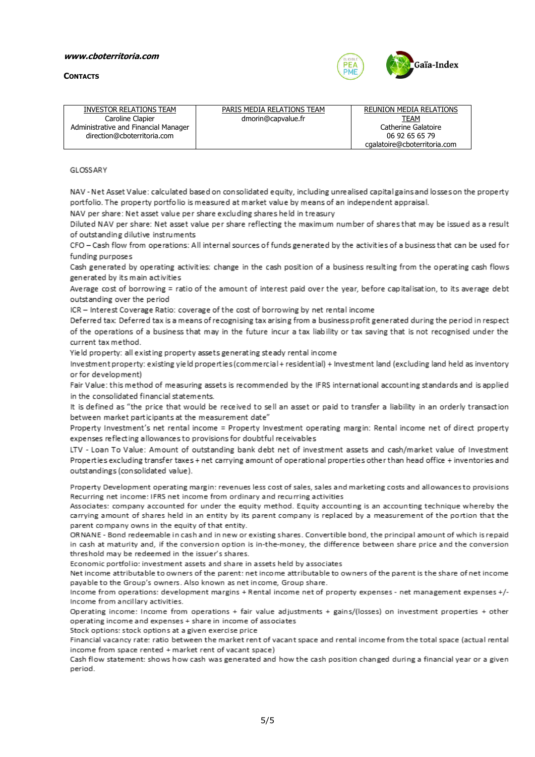***www.cboterritoria.com***

**CONTACTS**

| INVESTOR RELATIONS TEAM | PARIS MEDIA RELATIONS TEAM | REUNION MEDIA RELATIONS TEAM |
| --- | --- | --- |
| Caroline Clapier<br>Administrative and Financial Manager<br>direction@cboterritoria.com | dmorin@capvalue.fr | Catherine Galatoire<br>06 92 65 65 79<br>cgalatoire@cboterritoria.com |

GLOSSARY

NAV - Net Asset Value: calculated based on consolidated equity, including unrealised capital gains and losses on the property portfolio. The property portfolio is measured at market value by means of an independent appraisal.
NAV per share: Net asset value per share excluding shares held in treasury
Diluted NAV per share: Net asset value per share reflecting the maximum number of shares that may be issued as a result of outstanding dilutive instruments
CFO – Cash flow from operations: All internal sources of funds generated by the activities of a business that can be used for funding purposes
Cash generated by operating activities: change in the cash position of a business resulting from the operating cash flows generated by its main activities
Average cost of borrowing = ratio of the amount of interest paid over the year, before capitalisation, to its average debt outstanding over the period
ICR – Interest Coverage Ratio: coverage of the cost of borrowing by net rental income
Deferred tax: Deferred tax is a means of recognising tax arising from a business profit generated during the period in respect of the operations of a business that may in the future incur a tax liability or tax saving that is not recognised under the current tax method.
Yield property: all existing property assets generating steady rental income
Investment property: existing yield properties (commercial + residential) + Investment land (excluding land held as inventory or for development)
Fair Value: this method of measuring assets is recommended by the IFRS international accounting standards and is applied in the consolidated financial statements.
It is defined as "the price that would be received to sell an asset or paid to transfer a liability in an orderly transaction between market participants at the measurement date"
Property Investment's net rental income = Property Investment operating margin: Rental income net of direct property expenses reflecting allowances to provisions for doubtful receivables
LTV - Loan To Value: Amount of outstanding bank debt net of investment assets and cash/market value of Investment Properties excluding transfer taxes + net carrying amount of operational properties other than head office + inventories and outstandings (consolidated value).

Property Development operating margin: revenues less cost of sales, sales and marketing costs and allowances to provisions
Recurring net income: IFRS net income from ordinary and recurring activities
Associates: company accounted for under the equity method. Equity accounting is an accounting technique whereby the carrying amount of shares held in an entity by its parent company is replaced by a measurement of the portion that the parent company owns in the equity of that entity.
ORNANE - Bond redeemable in cash and in new or existing shares. Convertible bond, the principal amount of which is repaid in cash at maturity and, if the conversion option is in-the-money, the difference between share price and the conversion threshold may be redeemed in the issuer's shares.
Economic portfolio: investment assets and share in assets held by associates
Net income attributable to owners of the parent: net income attributable to owners of the parent is the share of net income payable to the Group's owners. Also known as net income, Group share.
Income from operations: development margins + Rental income net of property expenses - net management expenses +/- Income from ancillary activities.
Operating income: Income from operations + fair value adjustments + gains/(losses) on investment properties + other operating income and expenses + share in income of associates
Stock options: stock options at a given exercise price
Financial vacancy rate: ratio between the market rent of vacant space and rental income from the total space (actual rental income from space rented + market rent of vacant space)
Cash flow statement: shows how cash was generated and how the cash position changed during a financial year or a given period.